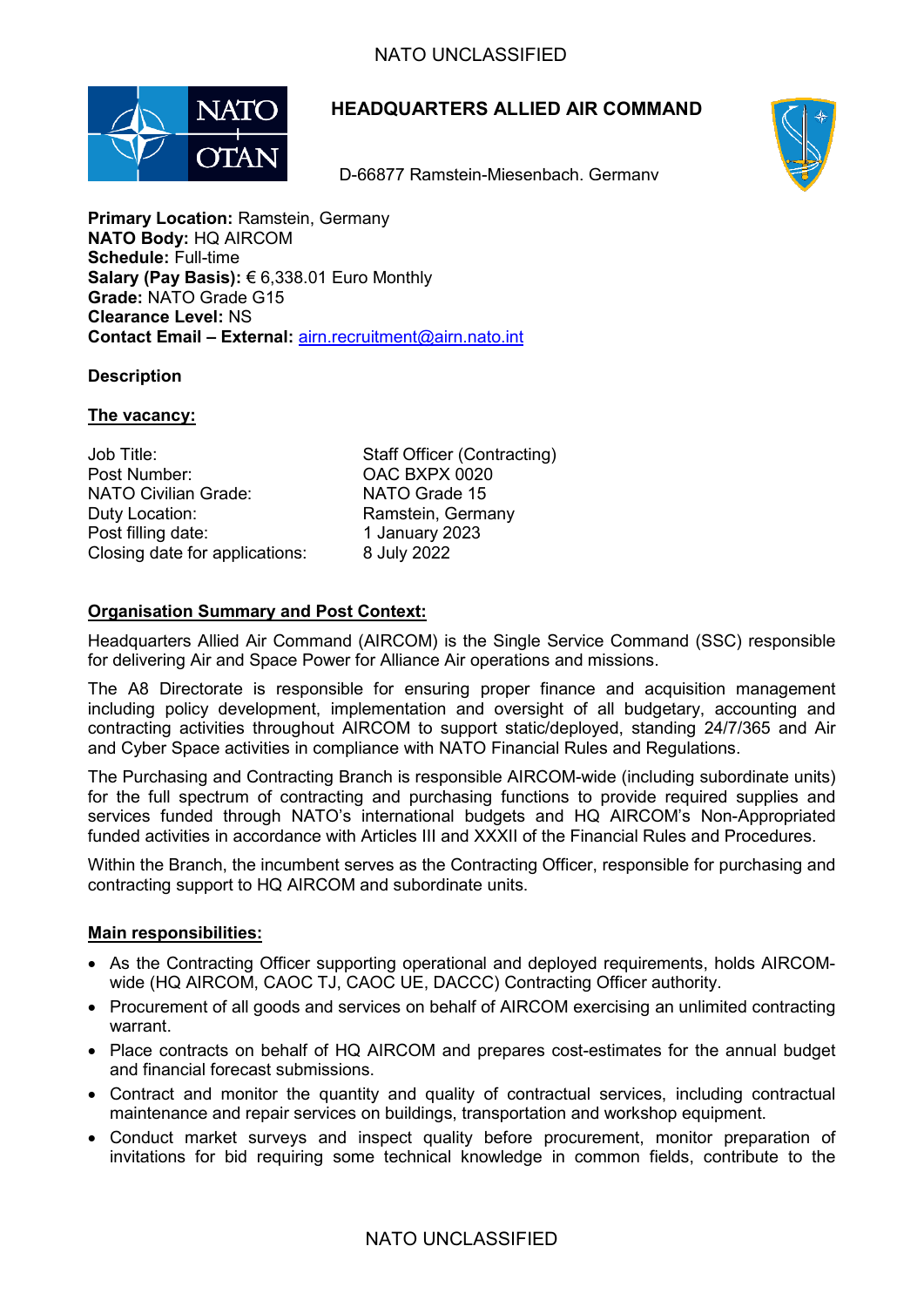# HEADQUARTERS ALLIED AIR COMMAND

D-66877 Ramstein-Miesenbach. Germany

**Primary Location:** Ramstein, Germany
**NATO Body:** HQ AIRCOM
**Schedule:** Full-time
**Salary (Pay Basis):** € 6,338.01 Euro Monthly
**Grade:** NATO Grade G15
**Clearance Level:** NS
**Contact Email – External:** airn.recruitment@airn.nato.int

**Description**

**The vacancy:**

| | |
|---|---|
| Job Title: | Staff Officer (Contracting) |
| Post Number: | OAC BXPX 0020 |
| NATO Civilian Grade: | NATO Grade 15 |
| Duty Location: | Ramstein, Germany |
| Post filling date: | 1 January 2023 |
| Closing date for applications: | 8 July 2022 |

**Organisation Summary and Post Context:**

Headquarters Allied Air Command (AIRCOM) is the Single Service Command (SSC) responsible for delivering Air and Space Power for Alliance Air operations and missions.

The A8 Directorate is responsible for ensuring proper finance and acquisition management including policy development, implementation and oversight of all budgetary, accounting and contracting activities throughout AIRCOM to support static/deployed, standing 24/7/365 and Air and Cyber Space activities in compliance with NATO Financial Rules and Regulations.

The Purchasing and Contracting Branch is responsible AIRCOM-wide (including subordinate units) for the full spectrum of contracting and purchasing functions to provide required supplies and services funded through NATO's international budgets and HQ AIRCOM's Non-Appropriated funded activities in accordance with Articles III and XXXII of the Financial Rules and Procedures.

Within the Branch, the incumbent serves as the Contracting Officer, responsible for purchasing and contracting support to HQ AIRCOM and subordinate units.

**Main responsibilities:**

- As the Contracting Officer supporting operational and deployed requirements, holds AIRCOM-wide (HQ AIRCOM, CAOC TJ, CAOC UE, DACCC) Contracting Officer authority.
- Procurement of all goods and services on behalf of AIRCOM exercising an unlimited contracting warrant.
- Place contracts on behalf of HQ AIRCOM and prepares cost-estimates for the annual budget and financial forecast submissions.
- Contract and monitor the quantity and quality of contractual services, including contractual maintenance and repair services on buildings, transportation and workshop equipment.
- Conduct market surveys and inspect quality before procurement, monitor preparation of invitations for bid requiring some technical knowledge in common fields, contribute to the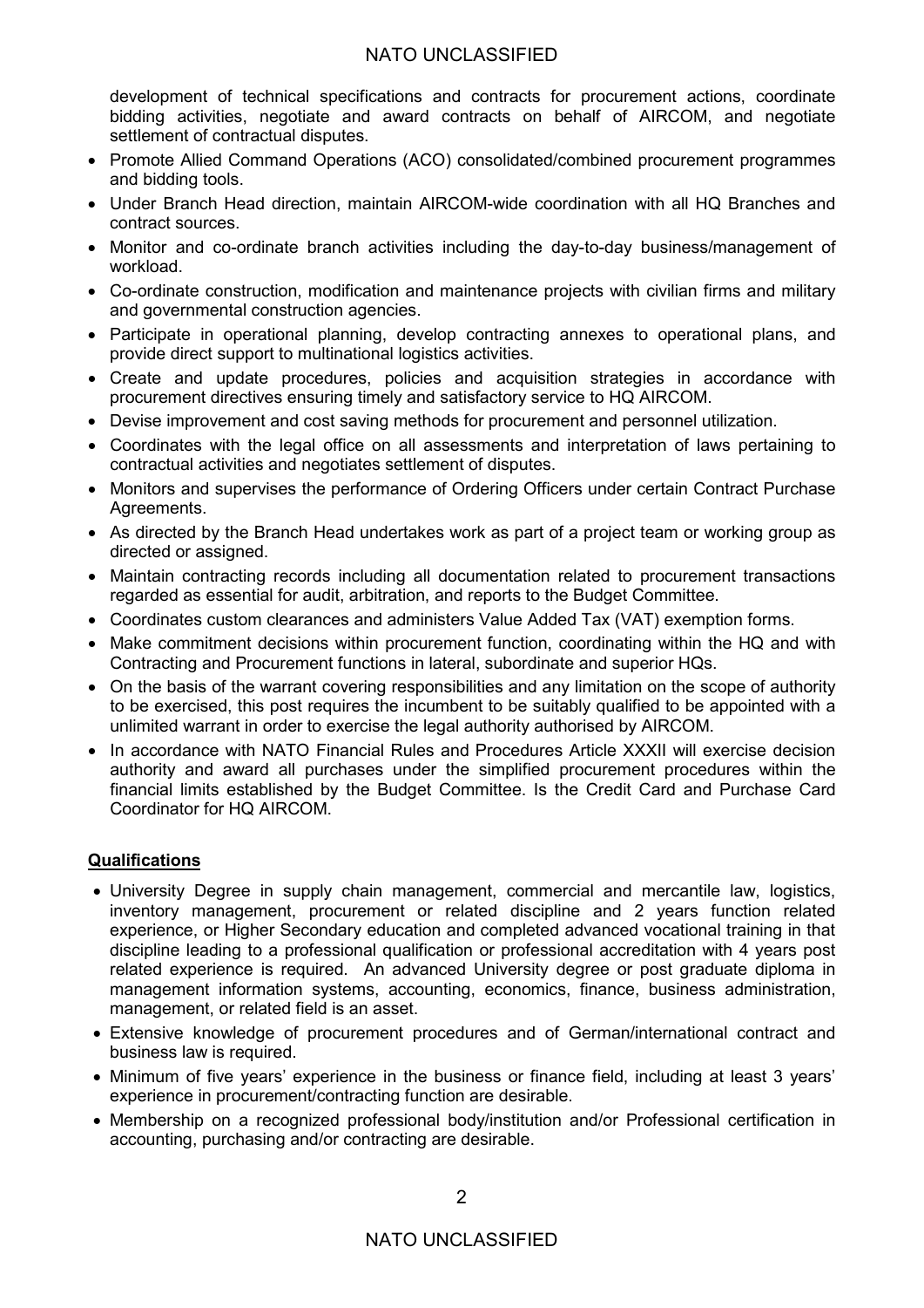development of technical specifications and contracts for procurement actions, coordinate bidding activities, negotiate and award contracts on behalf of AIRCOM, and negotiate settlement of contractual disputes.

- Promote Allied Command Operations (ACO) consolidated/combined procurement programmes and bidding tools.
- Under Branch Head direction, maintain AIRCOM-wide coordination with all HQ Branches and contract sources.
- Monitor and co-ordinate branch activities including the day-to-day business/management of workload.
- Co-ordinate construction, modification and maintenance projects with civilian firms and military and governmental construction agencies.
- Participate in operational planning, develop contracting annexes to operational plans, and provide direct support to multinational logistics activities.
- Create and update procedures, policies and acquisition strategies in accordance with procurement directives ensuring timely and satisfactory service to HQ AIRCOM.
- Devise improvement and cost saving methods for procurement and personnel utilization.
- Coordinates with the legal office on all assessments and interpretation of laws pertaining to contractual activities and negotiates settlement of disputes.
- Monitors and supervises the performance of Ordering Officers under certain Contract Purchase Agreements.
- As directed by the Branch Head undertakes work as part of a project team or working group as directed or assigned.
- Maintain contracting records including all documentation related to procurement transactions regarded as essential for audit, arbitration, and reports to the Budget Committee.
- Coordinates custom clearances and administers Value Added Tax (VAT) exemption forms.
- Make commitment decisions within procurement function, coordinating within the HQ and with Contracting and Procurement functions in lateral, subordinate and superior HQs.
- On the basis of the warrant covering responsibilities and any limitation on the scope of authority to be exercised, this post requires the incumbent to be suitably qualified to be appointed with a unlimited warrant in order to exercise the legal authority authorised by AIRCOM.
- In accordance with NATO Financial Rules and Procedures Article XXXII will exercise decision authority and award all purchases under the simplified procurement procedures within the financial limits established by the Budget Committee. Is the Credit Card and Purchase Card Coordinator for HQ AIRCOM.

**Qualifications**

- University Degree in supply chain management, commercial and mercantile law, logistics, inventory management, procurement or related discipline and 2 years function related experience, or Higher Secondary education and completed advanced vocational training in that discipline leading to a professional qualification or professional accreditation with 4 years post related experience is required. An advanced University degree or post graduate diploma in management information systems, accounting, economics, finance, business administration, management, or related field is an asset.
- Extensive knowledge of procurement procedures and of German/international contract and business law is required.
- Minimum of five years' experience in the business or finance field, including at least 3 years' experience in procurement/contracting function are desirable.
- Membership on a recognized professional body/institution and/or Professional certification in accounting, purchasing and/or contracting are desirable.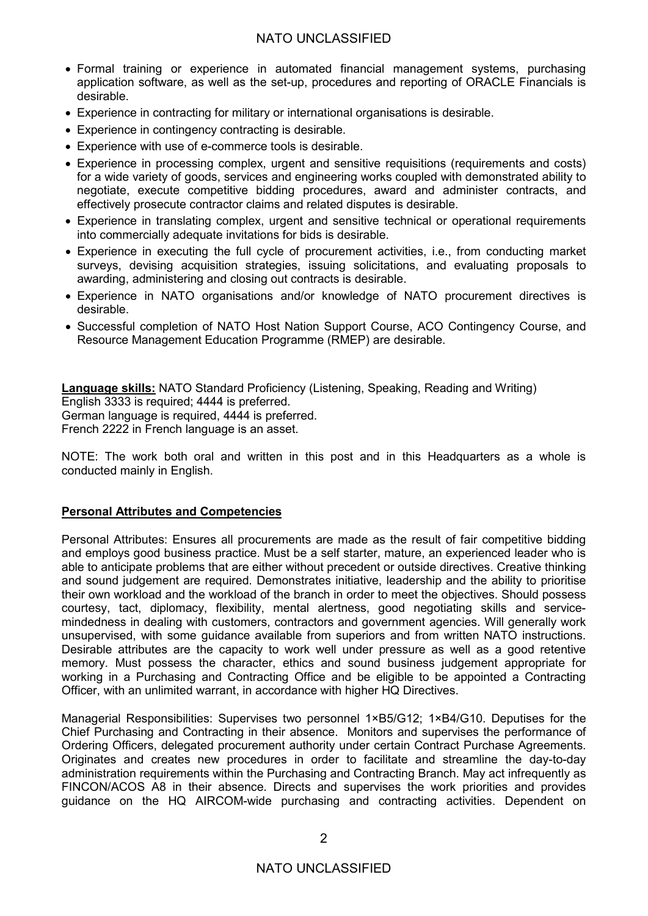- Formal training or experience in automated financial management systems, purchasing application software, as well as the set-up, procedures and reporting of ORACLE Financials is desirable.
- Experience in contracting for military or international organisations is desirable.
- Experience in contingency contracting is desirable.
- Experience with use of e-commerce tools is desirable.
- Experience in processing complex, urgent and sensitive requisitions (requirements and costs) for a wide variety of goods, services and engineering works coupled with demonstrated ability to negotiate, execute competitive bidding procedures, award and administer contracts, and effectively prosecute contractor claims and related disputes is desirable.
- Experience in translating complex, urgent and sensitive technical or operational requirements into commercially adequate invitations for bids is desirable.
- Experience in executing the full cycle of procurement activities, i.e., from conducting market surveys, devising acquisition strategies, issuing solicitations, and evaluating proposals to awarding, administering and closing out contracts is desirable.
- Experience in NATO organisations and/or knowledge of NATO procurement directives is desirable.
- Successful completion of NATO Host Nation Support Course, ACO Contingency Course, and Resource Management Education Programme (RMEP) are desirable.

**Language skills:** NATO Standard Proficiency (Listening, Speaking, Reading and Writing)
English 3333 is required; 4444 is preferred.
German language is required, 4444 is preferred.
French 2222 in French language is an asset.

NOTE: The work both oral and written in this post and in this Headquarters as a whole is conducted mainly in English.

**Personal Attributes and Competencies**

Personal Attributes: Ensures all procurements are made as the result of fair competitive bidding and employs good business practice. Must be a self starter, mature, an experienced leader who is able to anticipate problems that are either without precedent or outside directives. Creative thinking and sound judgement are required. Demonstrates initiative, leadership and the ability to prioritise their own workload and the workload of the branch in order to meet the objectives. Should possess courtesy, tact, diplomacy, flexibility, mental alertness, good negotiating skills and service-mindedness in dealing with customers, contractors and government agencies. Will generally work unsupervised, with some guidance available from superiors and from written NATO instructions. Desirable attributes are the capacity to work well under pressure as well as a good retentive memory. Must possess the character, ethics and sound business judgement appropriate for working in a Purchasing and Contracting Office and be eligible to be appointed a Contracting Officer, with an unlimited warrant, in accordance with higher HQ Directives.

Managerial Responsibilities: Supervises two personnel 1×B5/G12; 1×B4/G10. Deputises for the Chief Purchasing and Contracting in their absence. Monitors and supervises the performance of Ordering Officers, delegated procurement authority under certain Contract Purchase Agreements. Originates and creates new procedures in order to facilitate and streamline the day-to-day administration requirements within the Purchasing and Contracting Branch. May act infrequently as FINCON/ACOS A8 in their absence. Directs and supervises the work priorities and provides guidance on the HQ AIRCOM-wide purchasing and contracting activities. Dependent on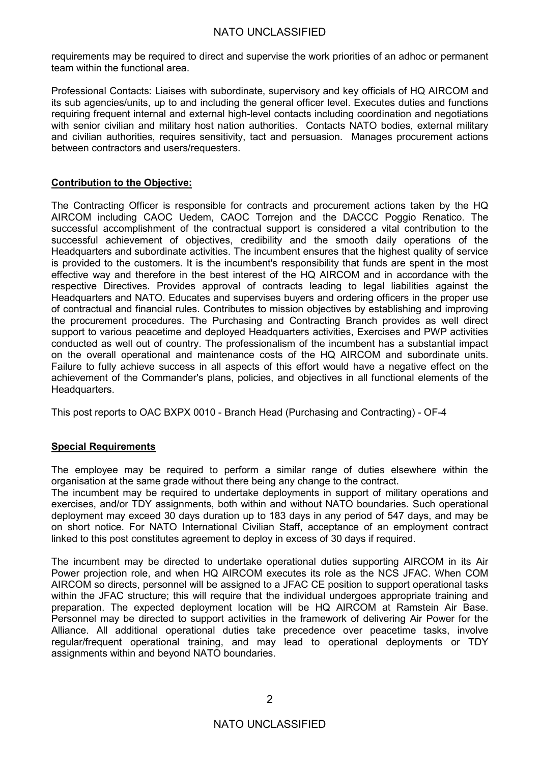requirements may be required to direct and supervise the work priorities of an adhoc or permanent team within the functional area.

Professional Contacts: Liaises with subordinate, supervisory and key officials of HQ AIRCOM and its sub agencies/units, up to and including the general officer level. Executes duties and functions requiring frequent internal and external high-level contacts including coordination and negotiations with senior civilian and military host nation authorities. Contacts NATO bodies, external military and civilian authorities, requires sensitivity, tact and persuasion. Manages procurement actions between contractors and users/requesters.

**Contribution to the Objective:**

The Contracting Officer is responsible for contracts and procurement actions taken by the HQ AIRCOM including CAOC Uedem, CAOC Torrejon and the DACCC Poggio Renatico. The successful accomplishment of the contractual support is considered a vital contribution to the successful achievement of objectives, credibility and the smooth daily operations of the Headquarters and subordinate activities. The incumbent ensures that the highest quality of service is provided to the customers. It is the incumbent's responsibility that funds are spent in the most effective way and therefore in the best interest of the HQ AIRCOM and in accordance with the respective Directives. Provides approval of contracts leading to legal liabilities against the Headquarters and NATO. Educates and supervises buyers and ordering officers in the proper use of contractual and financial rules. Contributes to mission objectives by establishing and improving the procurement procedures. The Purchasing and Contracting Branch provides as well direct support to various peacetime and deployed Headquarters activities, Exercises and PWP activities conducted as well out of country. The professionalism of the incumbent has a substantial impact on the overall operational and maintenance costs of the HQ AIRCOM and subordinate units. Failure to fully achieve success in all aspects of this effort would have a negative effect on the achievement of the Commander's plans, policies, and objectives in all functional elements of the Headquarters.

This post reports to OAC BXPX 0010 - Branch Head (Purchasing and Contracting) - OF-4

**Special Requirements**

The employee may be required to perform a similar range of duties elsewhere within the organisation at the same grade without there being any change to the contract.
The incumbent may be required to undertake deployments in support of military operations and exercises, and/or TDY assignments, both within and without NATO boundaries. Such operational deployment may exceed 30 days duration up to 183 days in any period of 547 days, and may be on short notice. For NATO International Civilian Staff, acceptance of an employment contract linked to this post constitutes agreement to deploy in excess of 30 days if required.

The incumbent may be directed to undertake operational duties supporting AIRCOM in its Air Power projection role, and when HQ AIRCOM executes its role as the NCS JFAC. When COM AIRCOM so directs, personnel will be assigned to a JFAC CE position to support operational tasks within the JFAC structure; this will require that the individual undergoes appropriate training and preparation. The expected deployment location will be HQ AIRCOM at Ramstein Air Base. Personnel may be directed to support activities in the framework of delivering Air Power for the Alliance. All additional operational duties take precedence over peacetime tasks, involve regular/frequent operational training, and may lead to operational deployments or TDY assignments within and beyond NATO boundaries.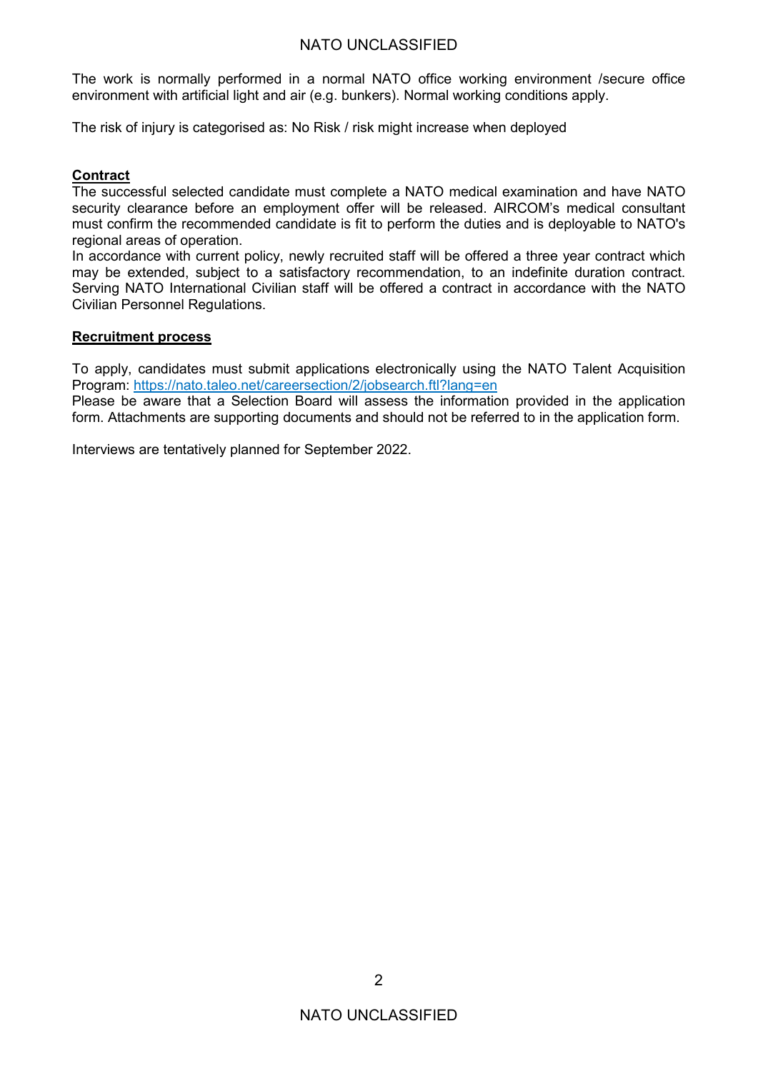The work is normally performed in a normal NATO office working environment /secure office environment with artificial light and air (e.g. bunkers). Normal working conditions apply.

The risk of injury is categorised as: No Risk / risk might increase when deployed

**Contract**

The successful selected candidate must complete a NATO medical examination and have NATO security clearance before an employment offer will be released. AIRCOM's medical consultant must confirm the recommended candidate is fit to perform the duties and is deployable to NATO's regional areas of operation.

In accordance with current policy, newly recruited staff will be offered a three year contract which may be extended, subject to a satisfactory recommendation, to an indefinite duration contract. Serving NATO International Civilian staff will be offered a contract in accordance with the NATO Civilian Personnel Regulations.

**Recruitment process**

To apply, candidates must submit applications electronically using the NATO Talent Acquisition Program: https://nato.taleo.net/careersection/2/jobsearch.ftl?lang=en

Please be aware that a Selection Board will assess the information provided in the application form. Attachments are supporting documents and should not be referred to in the application form.

Interviews are tentatively planned for September 2022.